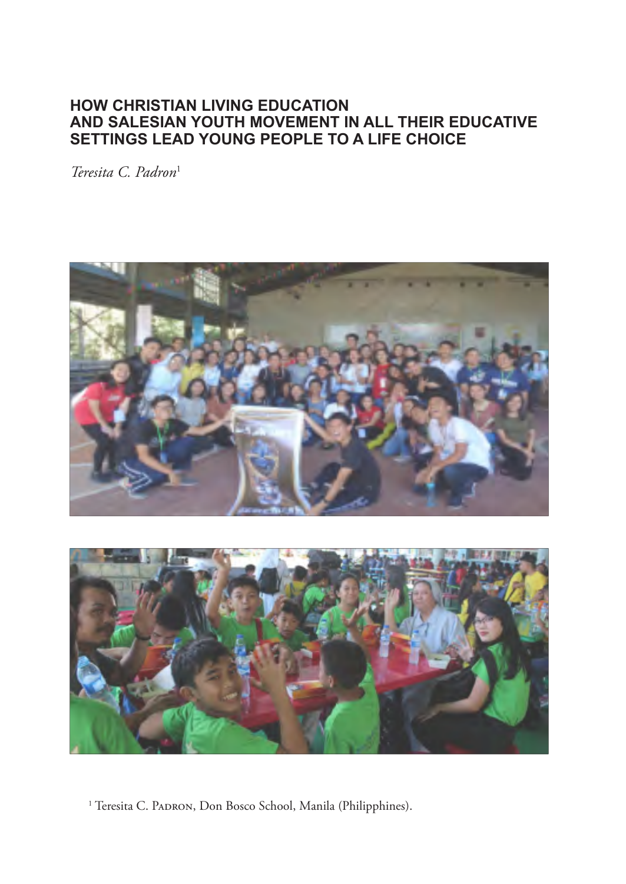# HOW CHRISTIAN LIVING EDUCATION AND SALESIAN YOUTH MOVEMENT IN ALL THEIR EDUCATIVE SETTINGS LEAD YOUNG PEOPLE TO A LIFE CHOICE

*Teresita C. Padron*[1]

[1] Teresita C. Padron, Don Bosco School, Manila (Philipphines).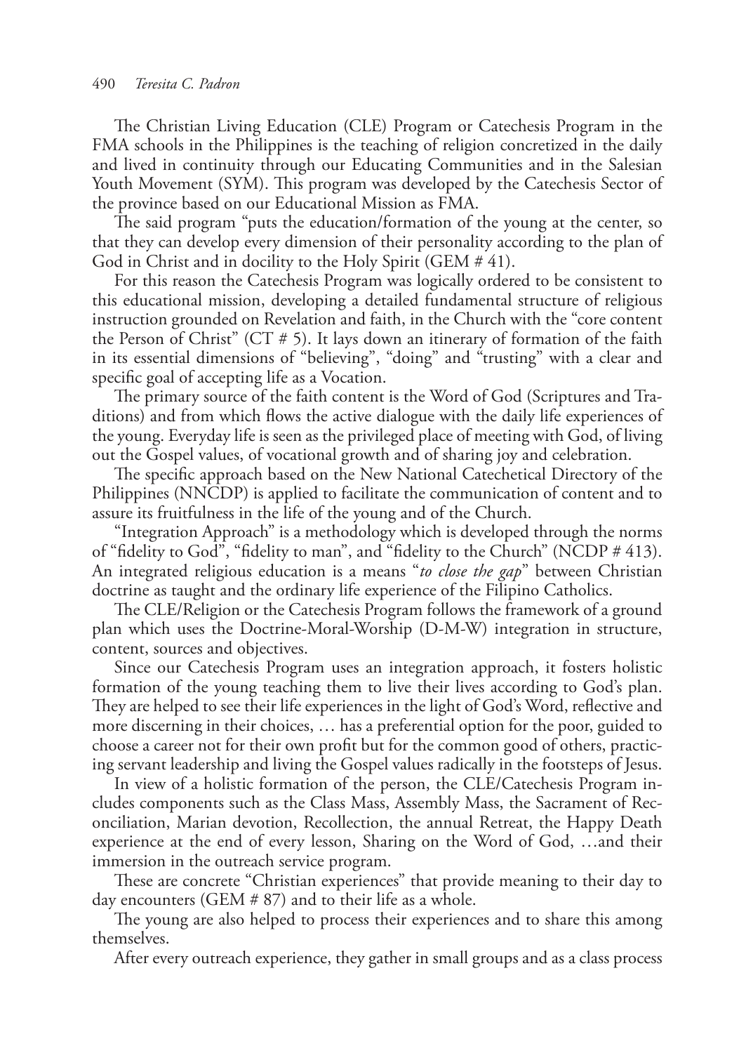The Christian Living Education (CLE) Program or Catechesis Program in the FMA schools in the Philippines is the teaching of religion concretized in the daily and lived in continuity through our Educating Communities and in the Salesian Youth Movement (SYM). This program was developed by the Catechesis Sector of the province based on our Educational Mission as FMA.

The said program "puts the education/formation of the young at the center, so that they can develop every dimension of their personality according to the plan of God in Christ and in docility to the Holy Spirit (GEM # 41).

For this reason the Catechesis Program was logically ordered to be consistent to this educational mission, developing a detailed fundamental structure of religious instruction grounded on Revelation and faith, in the Church with the "core content the Person of Christ" (CT # 5). It lays down an itinerary of formation of the faith in its essential dimensions of "believing", "doing" and "trusting" with a clear and specific goal of accepting life as a Vocation.

The primary source of the faith content is the Word of God (Scriptures and Traditions) and from which flows the active dialogue with the daily life experiences of the young. Everyday life is seen as the privileged place of meeting with God, of living out the Gospel values, of vocational growth and of sharing joy and celebration.

The specific approach based on the New National Catechetical Directory of the Philippines (NNCDP) is applied to facilitate the communication of content and to assure its fruitfulness in the life of the young and of the Church.

"Integration Approach" is a methodology which is developed through the norms of "fidelity to God", "fidelity to man", and "fidelity to the Church" (NCDP # 413). An integrated religious education is a means "*to close the gap*" between Christian doctrine as taught and the ordinary life experience of the Filipino Catholics.

The CLE/Religion or the Catechesis Program follows the framework of a ground plan which uses the Doctrine-Moral-Worship (D-M-W) integration in structure, content, sources and objectives.

Since our Catechesis Program uses an integration approach, it fosters holistic formation of the young teaching them to live their lives according to God's plan. They are helped to see their life experiences in the light of God's Word, reflective and more discerning in their choices, … has a preferential option for the poor, guided to choose a career not for their own profit but for the common good of others, practicing servant leadership and living the Gospel values radically in the footsteps of Jesus.

In view of a holistic formation of the person, the CLE/Catechesis Program includes components such as the Class Mass, Assembly Mass, the Sacrament of Reconciliation, Marian devotion, Recollection, the annual Retreat, the Happy Death experience at the end of every lesson, Sharing on the Word of God, …and their immersion in the outreach service program.

These are concrete "Christian experiences" that provide meaning to their day to day encounters (GEM # 87) and to their life as a whole.

The young are also helped to process their experiences and to share this among themselves.

After every outreach experience, they gather in small groups and as a class process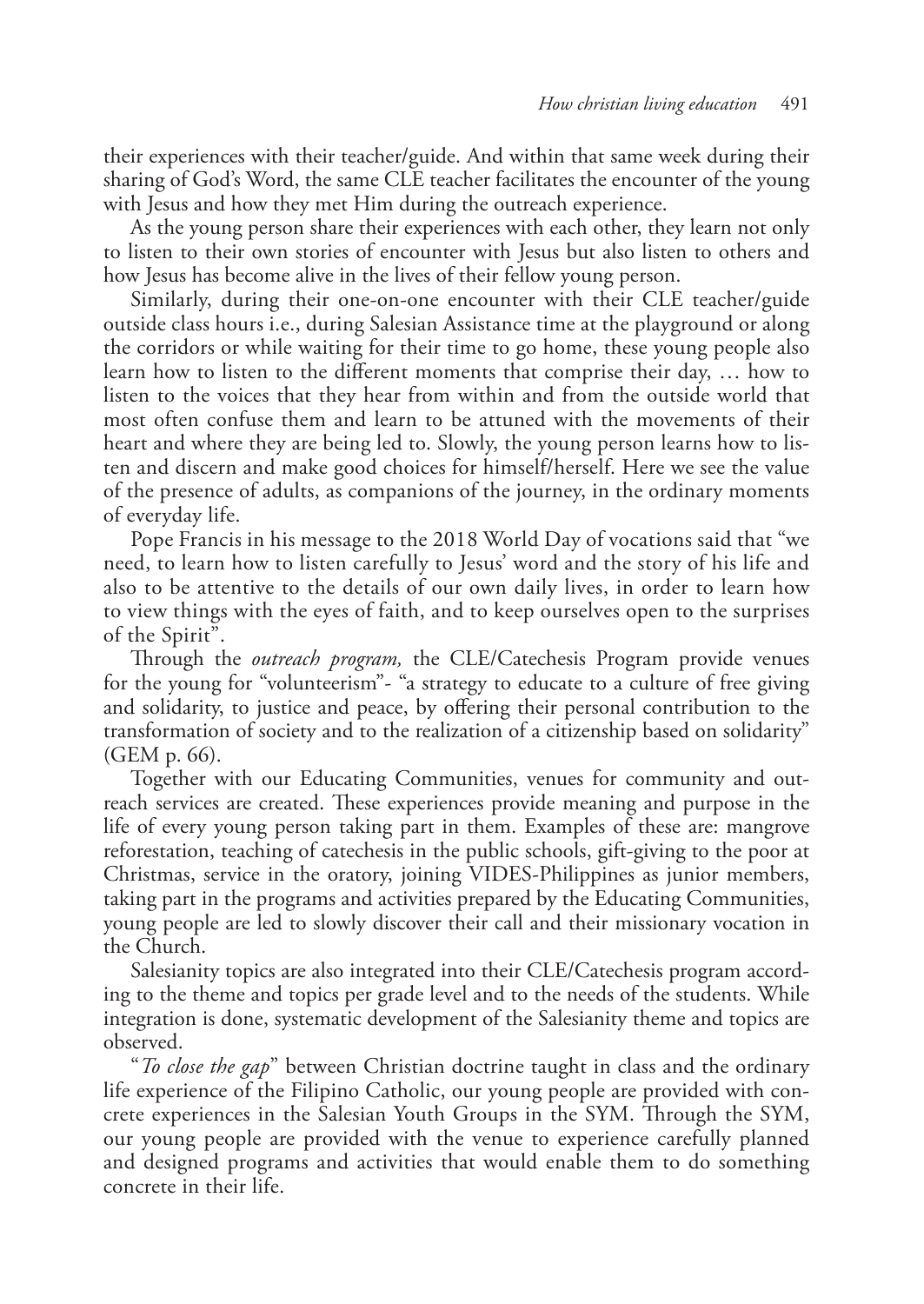their experiences with their teacher/guide. And within that same week during their sharing of God's Word, the same CLE teacher facilitates the encounter of the young with Jesus and how they met Him during the outreach experience.

As the young person share their experiences with each other, they learn not only to listen to their own stories of encounter with Jesus but also listen to others and how Jesus has become alive in the lives of their fellow young person.

Similarly, during their one-on-one encounter with their CLE teacher/guide outside class hours i.e., during Salesian Assistance time at the playground or along the corridors or while waiting for their time to go home, these young people also learn how to listen to the different moments that comprise their day, … how to listen to the voices that they hear from within and from the outside world that most often confuse them and learn to be attuned with the movements of their heart and where they are being led to. Slowly, the young person learns how to listen and discern and make good choices for himself/herself. Here we see the value of the presence of adults, as companions of the journey, in the ordinary moments of everyday life.

Pope Francis in his message to the 2018 World Day of vocations said that "we need, to learn how to listen carefully to Jesus' word and the story of his life and also to be attentive to the details of our own daily lives, in order to learn how to view things with the eyes of faith, and to keep ourselves open to the surprises of the Spirit".

Through the *outreach program,* the CLE/Catechesis Program provide venues for the young for "volunteerism"- "a strategy to educate to a culture of free giving and solidarity, to justice and peace, by offering their personal contribution to the transformation of society and to the realization of a citizenship based on solidarity" (GEM p. 66).

Together with our Educating Communities, venues for community and outreach services are created. These experiences provide meaning and purpose in the life of every young person taking part in them. Examples of these are: mangrove reforestation, teaching of catechesis in the public schools, gift-giving to the poor at Christmas, service in the oratory, joining VIDES-Philippines as junior members, taking part in the programs and activities prepared by the Educating Communities, young people are led to slowly discover their call and their missionary vocation in the Church.

Salesianity topics are also integrated into their CLE/Catechesis program according to the theme and topics per grade level and to the needs of the students. While integration is done, systematic development of the Salesianity theme and topics are observed.

"*To close the gap*" between Christian doctrine taught in class and the ordinary life experience of the Filipino Catholic, our young people are provided with concrete experiences in the Salesian Youth Groups in the SYM. Through the SYM, our young people are provided with the venue to experience carefully planned and designed programs and activities that would enable them to do something concrete in their life.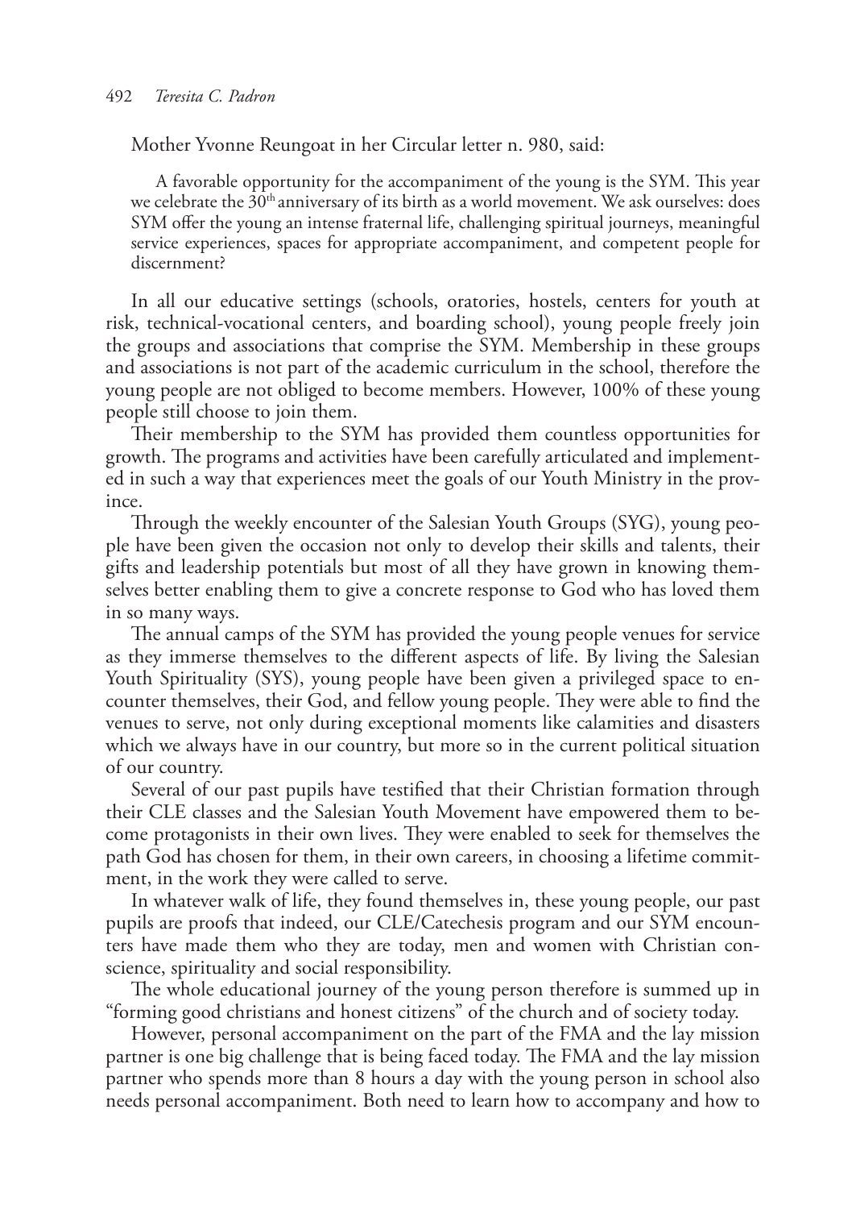Mother Yvonne Reungoat in her Circular letter n. 980, said:

> A favorable opportunity for the accompaniment of the young is the SYM. This year we celebrate the 30th anniversary of its birth as a world movement. We ask ourselves: does SYM offer the young an intense fraternal life, challenging spiritual journeys, meaningful service experiences, spaces for appropriate accompaniment, and competent people for discernment?

In all our educative settings (schools, oratories, hostels, centers for youth at risk, technical-vocational centers, and boarding school), young people freely join the groups and associations that comprise the SYM. Membership in these groups and associations is not part of the academic curriculum in the school, therefore the young people are not obliged to become members. However, 100% of these young people still choose to join them.

Their membership to the SYM has provided them countless opportunities for growth. The programs and activities have been carefully articulated and implemented in such a way that experiences meet the goals of our Youth Ministry in the province.

Through the weekly encounter of the Salesian Youth Groups (SYG), young people have been given the occasion not only to develop their skills and talents, their gifts and leadership potentials but most of all they have grown in knowing themselves better enabling them to give a concrete response to God who has loved them in so many ways.

The annual camps of the SYM has provided the young people venues for service as they immerse themselves to the different aspects of life. By living the Salesian Youth Spirituality (SYS), young people have been given a privileged space to encounter themselves, their God, and fellow young people. They were able to find the venues to serve, not only during exceptional moments like calamities and disasters which we always have in our country, but more so in the current political situation of our country.

Several of our past pupils have testified that their Christian formation through their CLE classes and the Salesian Youth Movement have empowered them to become protagonists in their own lives. They were enabled to seek for themselves the path God has chosen for them, in their own careers, in choosing a lifetime commitment, in the work they were called to serve.

In whatever walk of life, they found themselves in, these young people, our past pupils are proofs that indeed, our CLE/Catechesis program and our SYM encounters have made them who they are today, men and women with Christian conscience, spirituality and social responsibility.

The whole educational journey of the young person therefore is summed up in "forming good christians and honest citizens" of the church and of society today.

However, personal accompaniment on the part of the FMA and the lay mission partner is one big challenge that is being faced today. The FMA and the lay mission partner who spends more than 8 hours a day with the young person in school also needs personal accompaniment. Both need to learn how to accompany and how to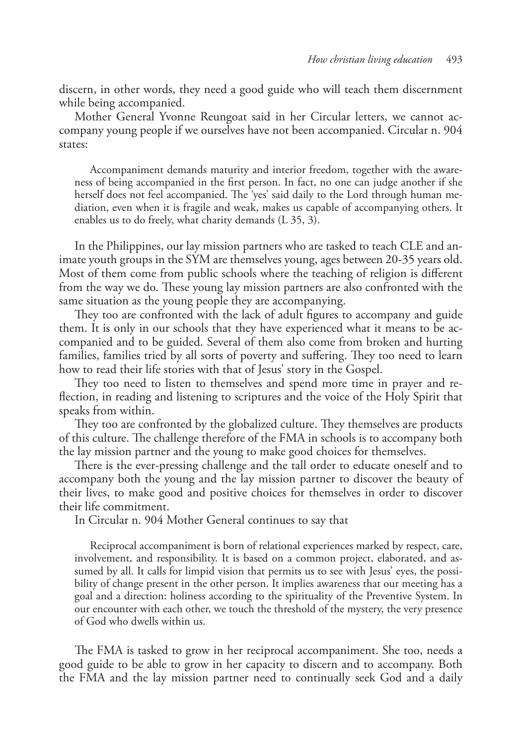discern, in other words, they need a good guide who will teach them discernment while being accompanied.

Mother General Yvonne Reungoat said in her Circular letters, we cannot accompany young people if we ourselves have not been accompanied. Circular n. 904 states:

> Accompaniment demands maturity and interior freedom, together with the awareness of being accompanied in the first person. In fact, no one can judge another if she herself does not feel accompanied. The 'yes' said daily to the Lord through human mediation, even when it is fragile and weak, makes us capable of accompanying others. It enables us to do freely, what charity demands (L 35, 3).

In the Philippines, our lay mission partners who are tasked to teach CLE and animate youth groups in the SYM are themselves young, ages between 20-35 years old. Most of them come from public schools where the teaching of religion is different from the way we do. These young lay mission partners are also confronted with the same situation as the young people they are accompanying.

They too are confronted with the lack of adult figures to accompany and guide them. It is only in our schools that they have experienced what it means to be accompanied and to be guided. Several of them also come from broken and hurting families, families tried by all sorts of poverty and suffering. They too need to learn how to read their life stories with that of Jesus' story in the Gospel.

They too need to listen to themselves and spend more time in prayer and reflection, in reading and listening to scriptures and the voice of the Holy Spirit that speaks from within.

They too are confronted by the globalized culture. They themselves are products of this culture. The challenge therefore of the FMA in schools is to accompany both the lay mission partner and the young to make good choices for themselves.

There is the ever-pressing challenge and the tall order to educate oneself and to accompany both the young and the lay mission partner to discover the beauty of their lives, to make good and positive choices for themselves in order to discover their life commitment.

In Circular n. 904 Mother General continues to say that

> Reciprocal accompaniment is born of relational experiences marked by respect, care, involvement, and responsibility. It is based on a common project, elaborated, and assumed by all. It calls for limpid vision that permits us to see with Jesus' eyes, the possibility of change present in the other person. It implies awareness that our meeting has a goal and a direction: holiness according to the spirituality of the Preventive System. In our encounter with each other, we touch the threshold of the mystery, the very presence of God who dwells within us.

The FMA is tasked to grow in her reciprocal accompaniment. She too, needs a good guide to be able to grow in her capacity to discern and to accompany. Both the FMA and the lay mission partner need to continually seek God and a daily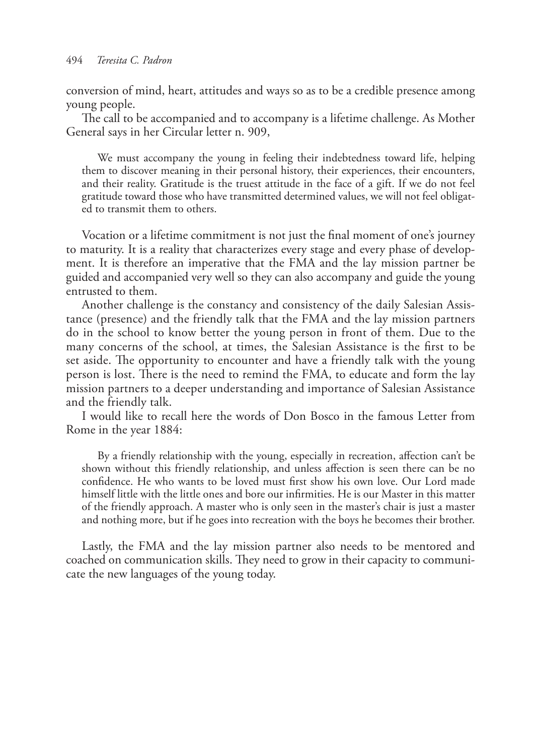conversion of mind, heart, attitudes and ways so as to be a credible presence among young people.

The call to be accompanied and to accompany is a lifetime challenge. As Mother General says in her Circular letter n. 909,

> We must accompany the young in feeling their indebtedness toward life, helping them to discover meaning in their personal history, their experiences, their encounters, and their reality. Gratitude is the truest attitude in the face of a gift. If we do not feel gratitude toward those who have transmitted determined values, we will not feel obligated to transmit them to others.

Vocation or a lifetime commitment is not just the final moment of one's journey to maturity. It is a reality that characterizes every stage and every phase of development. It is therefore an imperative that the FMA and the lay mission partner be guided and accompanied very well so they can also accompany and guide the young entrusted to them.

Another challenge is the constancy and consistency of the daily Salesian Assistance (presence) and the friendly talk that the FMA and the lay mission partners do in the school to know better the young person in front of them. Due to the many concerns of the school, at times, the Salesian Assistance is the first to be set aside. The opportunity to encounter and have a friendly talk with the young person is lost. There is the need to remind the FMA, to educate and form the lay mission partners to a deeper understanding and importance of Salesian Assistance and the friendly talk.

I would like to recall here the words of Don Bosco in the famous Letter from Rome in the year 1884:

> By a friendly relationship with the young, especially in recreation, affection can't be shown without this friendly relationship, and unless affection is seen there can be no confidence. He who wants to be loved must first show his own love. Our Lord made himself little with the little ones and bore our infirmities. He is our Master in this matter of the friendly approach. A master who is only seen in the master's chair is just a master and nothing more, but if he goes into recreation with the boys he becomes their brother.

Lastly, the FMA and the lay mission partner also needs to be mentored and coached on communication skills. They need to grow in their capacity to communicate the new languages of the young today.